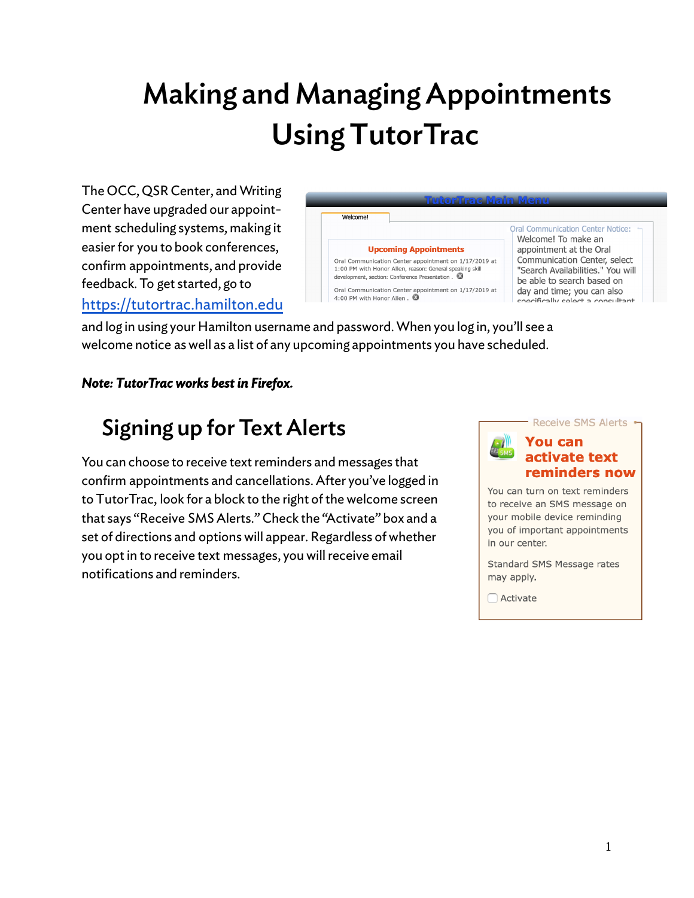# Making and Managing Appointments Using TutorTrac

The OCC, QSR Center, and Writing Center have upgraded our appointment scheduling systems, making it easier for you to book conferences, confirm appointments, and provide feedback. To get started, go to https://tutortrac.hamilton.edu and log in using your Hamilton username and password. When you log in, you'll see a welcome notice as well as a list of any upcoming appointments you have scheduled.

***Note: TutorTrac works best in Firefox.***

## Signing up for Text Alerts

You can choose to receive text reminders and messages that confirm appointments and cancellations. After you've logged in to TutorTrac, look for a block to the right of the welcome screen that says "Receive SMS Alerts." Check the "Activate" box and a set of directions and options will appear. Regardless of whether you opt in to receive text messages, you will receive email notifications and reminders.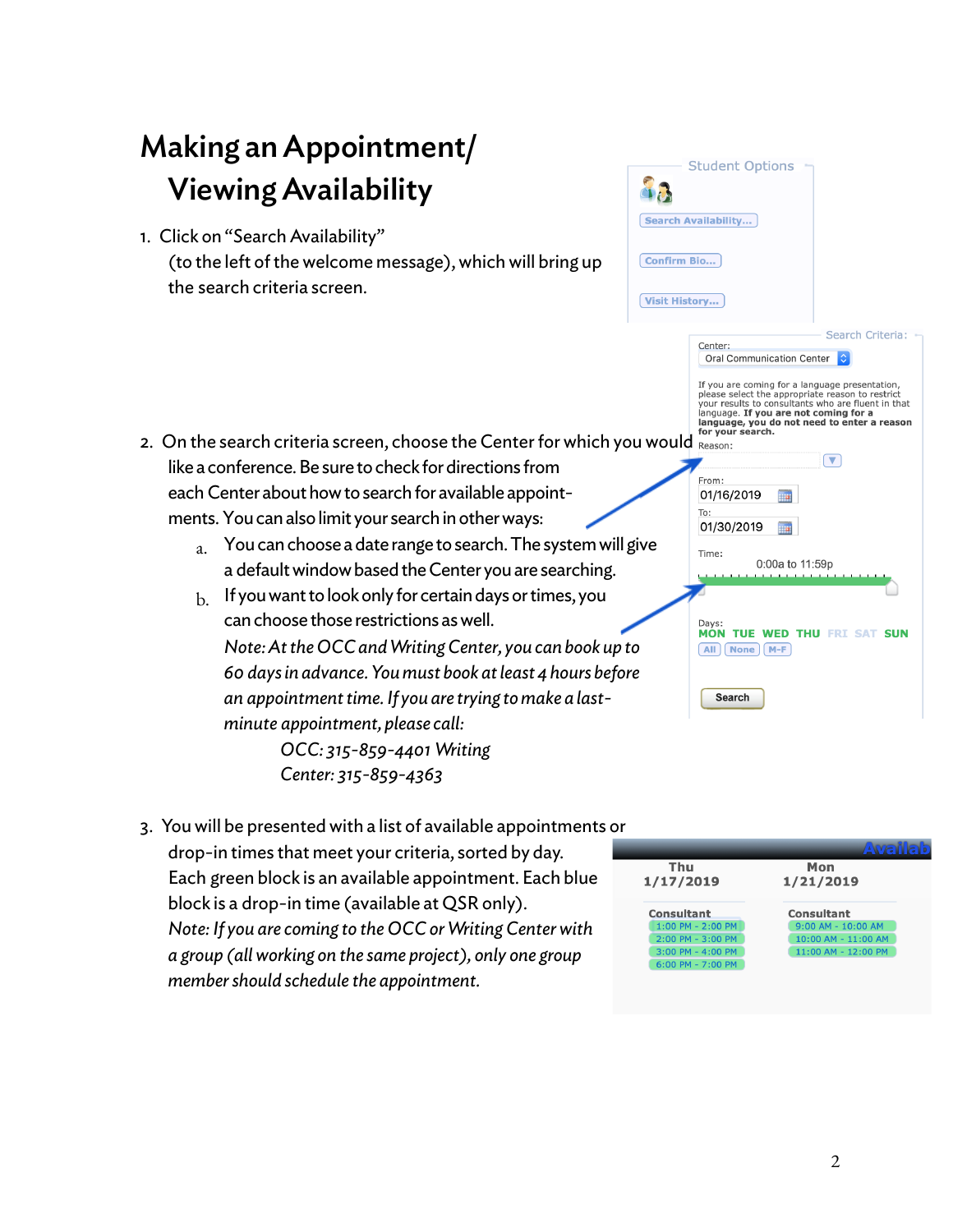# Making an Appointment/ Viewing Availability

1. Click on "Search Availability" (to the left of the welcome message), which will bring up the search criteria screen.

2. On the search criteria screen, choose the Center for which you would like a conference. Be sure to check for directions from each Center about how to search for available appointments. You can also limit your search in other ways:
   a. You can choose a date range to search. The system will give a default window based the Center you are searching.
   b. If you want to look only for certain days or times, you can choose those restrictions as well.

   *Note: At the OCC and Writing Center, you can book up to 60 days in advance. You must book at least 4 hours before an appointment time. If you are trying to make a last-minute appointment, please call:*

   *OCC: 315-859-4401 Writing Center: 315-859-4363*

3. You will be presented with a list of available appointments or drop-in times that meet your criteria, sorted by day. Each green block is an available appointment. Each blue block is a drop-in time (available at QSR only). *Note: If you are coming to the OCC or Writing Center with a group (all working on the same project), only one group member should schedule the appointment.*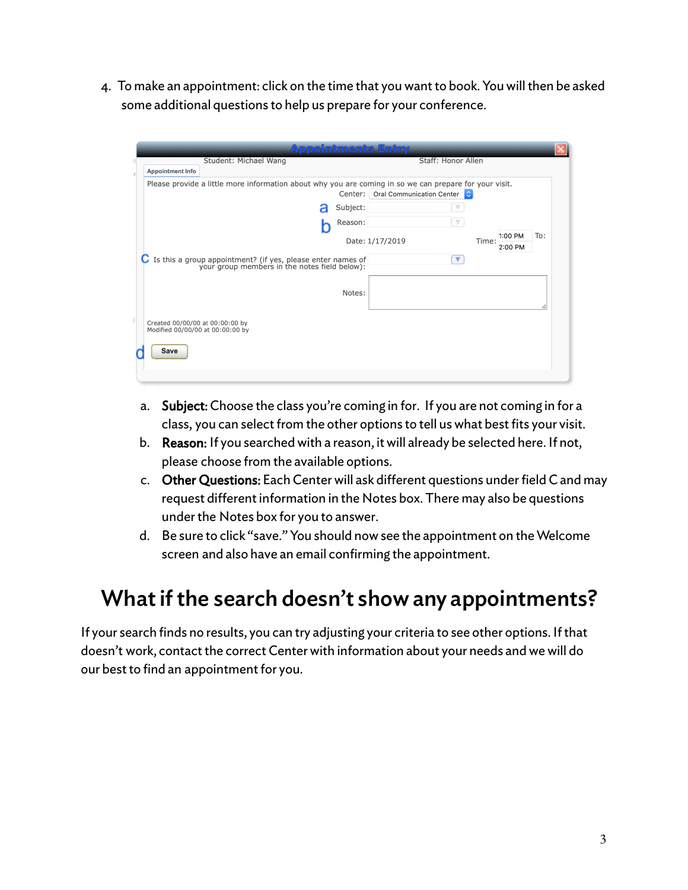4. To make an appointment: click on the time that you want to book. You will then be asked some additional questions to help us prepare for your conference.

   a. **Subject:** Choose the class you're coming in for. If you are not coming in for a class, you can select from the other options to tell us what best fits your visit.
   b. **Reason:** If you searched with a reason, it will already be selected here. If not, please choose from the available options.
   c. **Other Questions:** Each Center will ask different questions under field C and may request different information in the Notes box. There may also be questions under the Notes box for you to answer.
   d. Be sure to click "save." You should now see the appointment on the Welcome screen and also have an email confirming the appointment.

## What if the search doesn't show any appointments?

If your search finds no results, you can try adjusting your criteria to see other options. If that doesn't work, contact the correct Center with information about your needs and we will do our best to find an appointment for you.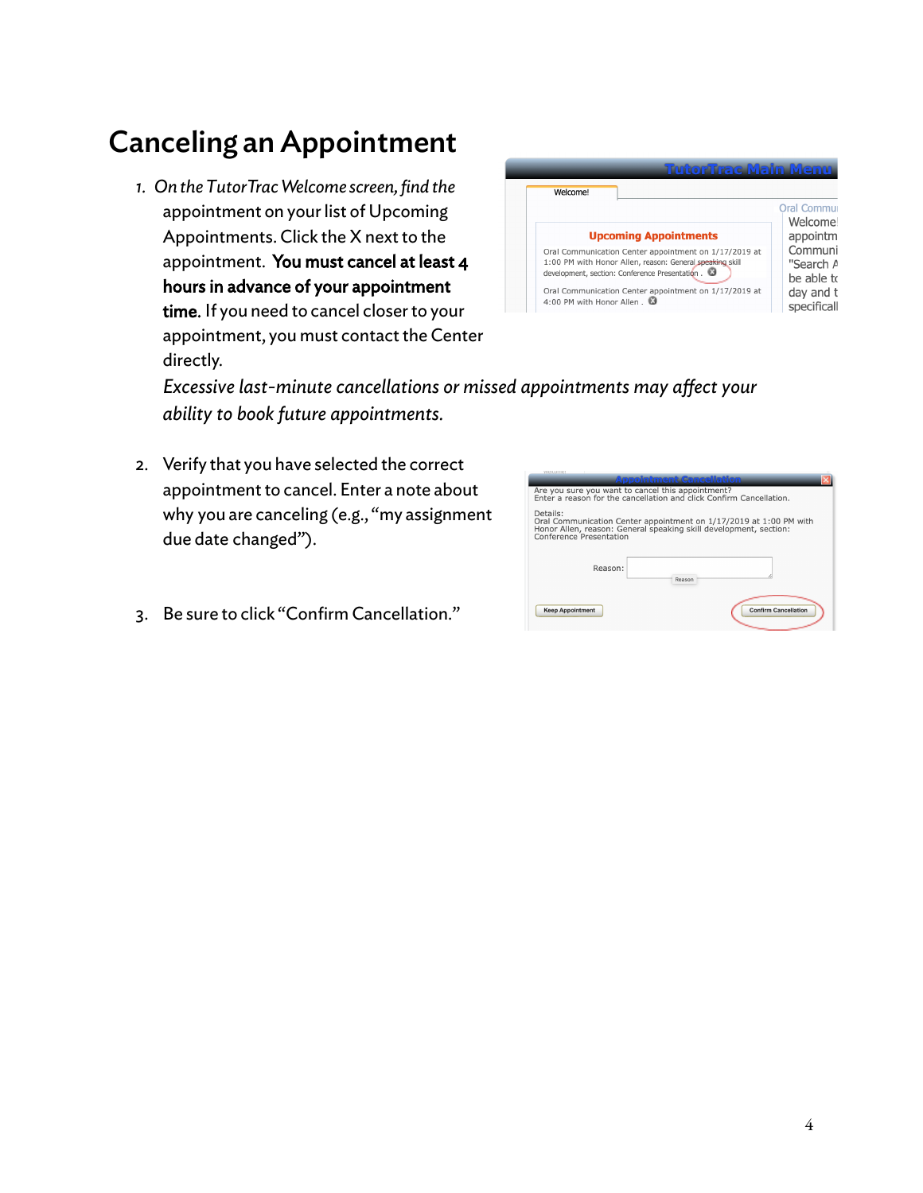# Canceling an Appointment

1. *On the TutorTrac Welcome screen, find the* appointment on your list of Upcoming Appointments. Click the X next to the appointment. **You must cancel at least 4 hours in advance of your appointment time.** If you need to cancel closer to your appointment, you must contact the Center directly.

   *Excessive last-minute cancellations or missed appointments may affect your ability to book future appointments.*

2. Verify that you have selected the correct appointment to cancel. Enter a note about why you are canceling (e.g., "my assignment due date changed").

3. Be sure to click "Confirm Cancellation."